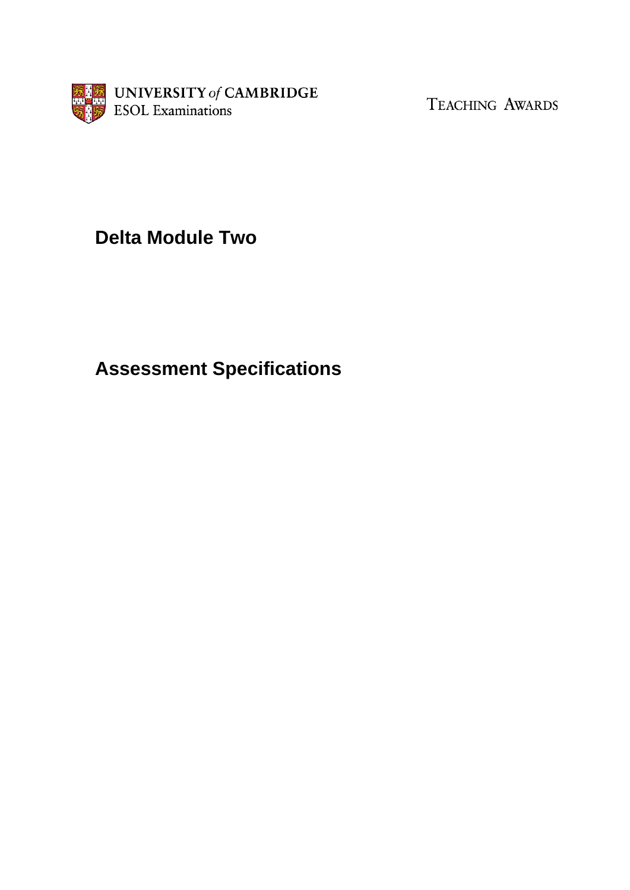UNIVERSITY *of* CAMBRIDGE
ESOL Examinations

TEACHING AWARDS

# Delta Module Two

# Assessment Specifications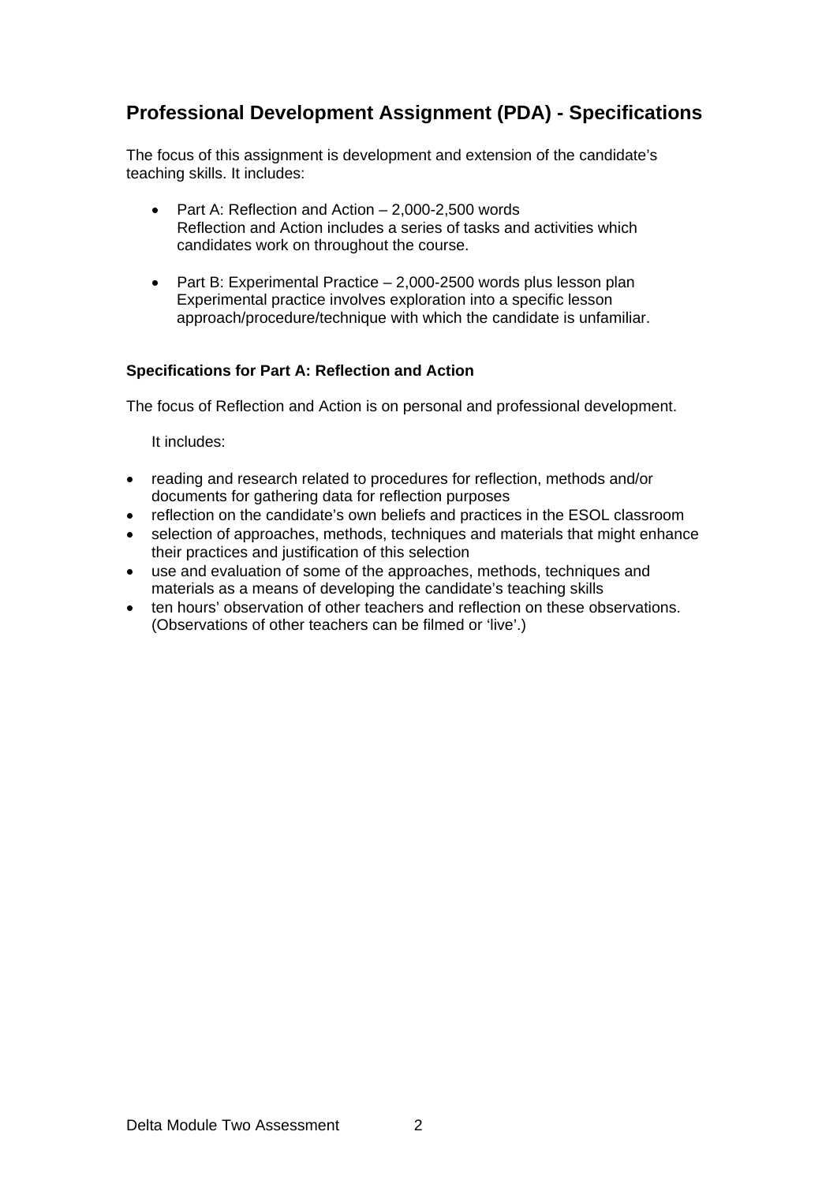## Professional Development Assignment (PDA) - Specifications

The focus of this assignment is development and extension of the candidate's teaching skills. It includes:

- Part A: Reflection and Action – 2,000-2,500 words
  Reflection and Action includes a series of tasks and activities which candidates work on throughout the course.

- Part B: Experimental Practice – 2,000-2500 words plus lesson plan
  Experimental practice involves exploration into a specific lesson approach/procedure/technique with which the candidate is unfamiliar.

### Specifications for Part A: Reflection and Action

The focus of Reflection and Action is on personal and professional development.

It includes:

- reading and research related to procedures for reflection, methods and/or documents for gathering data for reflection purposes
- reflection on the candidate's own beliefs and practices in the ESOL classroom
- selection of approaches, methods, techniques and materials that might enhance their practices and justification of this selection
- use and evaluation of some of the approaches, methods, techniques and materials as a means of developing the candidate's teaching skills
- ten hours' observation of other teachers and reflection on these observations. (Observations of other teachers can be filmed or 'live'.)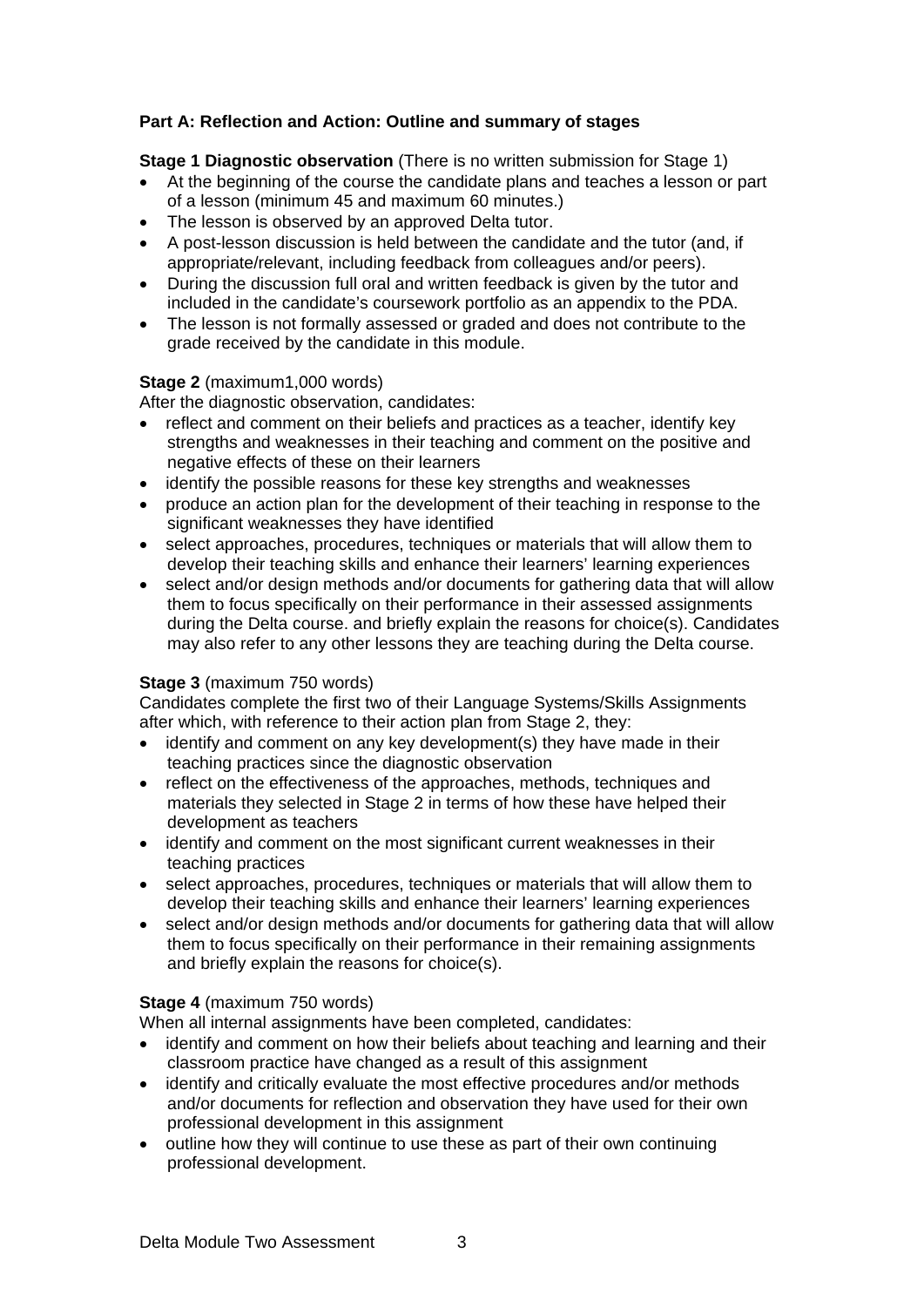**Part A: Reflection and Action: Outline and summary of stages**

**Stage 1 Diagnostic observation** (There is no written submission for Stage 1)

- At the beginning of the course the candidate plans and teaches a lesson or part of a lesson (minimum 45 and maximum 60 minutes.)
- The lesson is observed by an approved Delta tutor.
- A post-lesson discussion is held between the candidate and the tutor (and, if appropriate/relevant, including feedback from colleagues and/or peers).
- During the discussion full oral and written feedback is given by the tutor and included in the candidate's coursework portfolio as an appendix to the PDA.
- The lesson is not formally assessed or graded and does not contribute to the grade received by the candidate in this module.

**Stage 2** (maximum1,000 words)

After the diagnostic observation, candidates:

- reflect and comment on their beliefs and practices as a teacher, identify key strengths and weaknesses in their teaching and comment on the positive and negative effects of these on their learners
- identify the possible reasons for these key strengths and weaknesses
- produce an action plan for the development of their teaching in response to the significant weaknesses they have identified
- select approaches, procedures, techniques or materials that will allow them to develop their teaching skills and enhance their learners' learning experiences
- select and/or design methods and/or documents for gathering data that will allow them to focus specifically on their performance in their assessed assignments during the Delta course. and briefly explain the reasons for choice(s). Candidates may also refer to any other lessons they are teaching during the Delta course.

**Stage 3** (maximum 750 words)

Candidates complete the first two of their Language Systems/Skills Assignments after which, with reference to their action plan from Stage 2, they:

- identify and comment on any key development(s) they have made in their teaching practices since the diagnostic observation
- reflect on the effectiveness of the approaches, methods, techniques and materials they selected in Stage 2 in terms of how these have helped their development as teachers
- identify and comment on the most significant current weaknesses in their teaching practices
- select approaches, procedures, techniques or materials that will allow them to develop their teaching skills and enhance their learners' learning experiences
- select and/or design methods and/or documents for gathering data that will allow them to focus specifically on their performance in their remaining assignments and briefly explain the reasons for choice(s).

**Stage 4** (maximum 750 words)

When all internal assignments have been completed, candidates:

- identify and comment on how their beliefs about teaching and learning and their classroom practice have changed as a result of this assignment
- identify and critically evaluate the most effective procedures and/or methods and/or documents for reflection and observation they have used for their own professional development in this assignment
- outline how they will continue to use these as part of their own continuing professional development.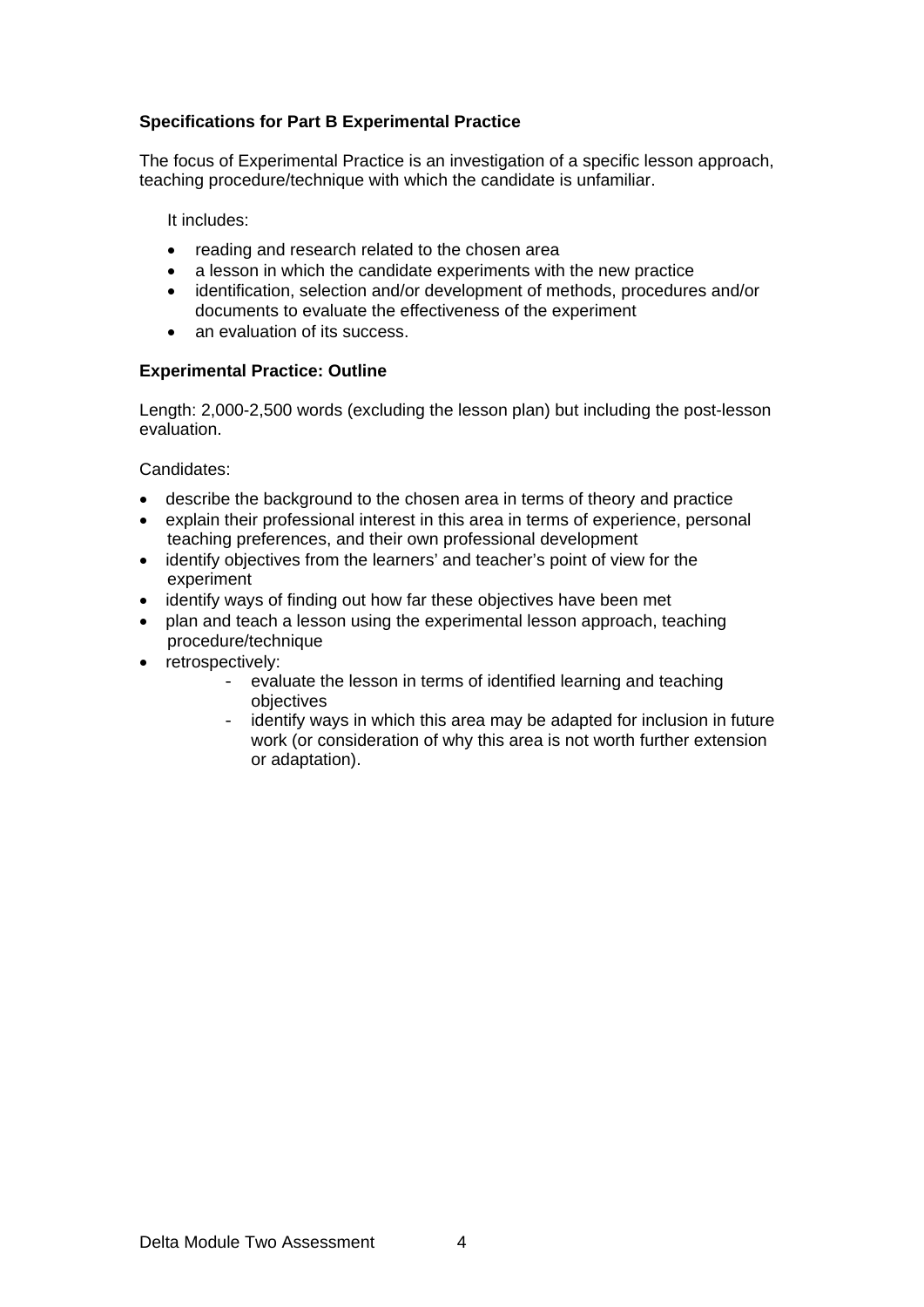**Specifications for Part B Experimental Practice**

The focus of Experimental Practice is an investigation of a specific lesson approach, teaching procedure/technique with which the candidate is unfamiliar.

It includes:

- reading and research related to the chosen area
- a lesson in which the candidate experiments with the new practice
- identification, selection and/or development of methods, procedures and/or documents to evaluate the effectiveness of the experiment
- an evaluation of its success.

**Experimental Practice: Outline**

Length: 2,000-2,500 words (excluding the lesson plan) but including the post-lesson evaluation.

Candidates:

- describe the background to the chosen area in terms of theory and practice
- explain their professional interest in this area in terms of experience, personal teaching preferences, and their own professional development
- identify objectives from the learners' and teacher's point of view for the experiment
- identify ways of finding out how far these objectives have been met
- plan and teach a lesson using the experimental lesson approach, teaching procedure/technique
- retrospectively:
  - evaluate the lesson in terms of identified learning and teaching objectives
  - identify ways in which this area may be adapted for inclusion in future work (or consideration of why this area is not worth further extension or adaptation).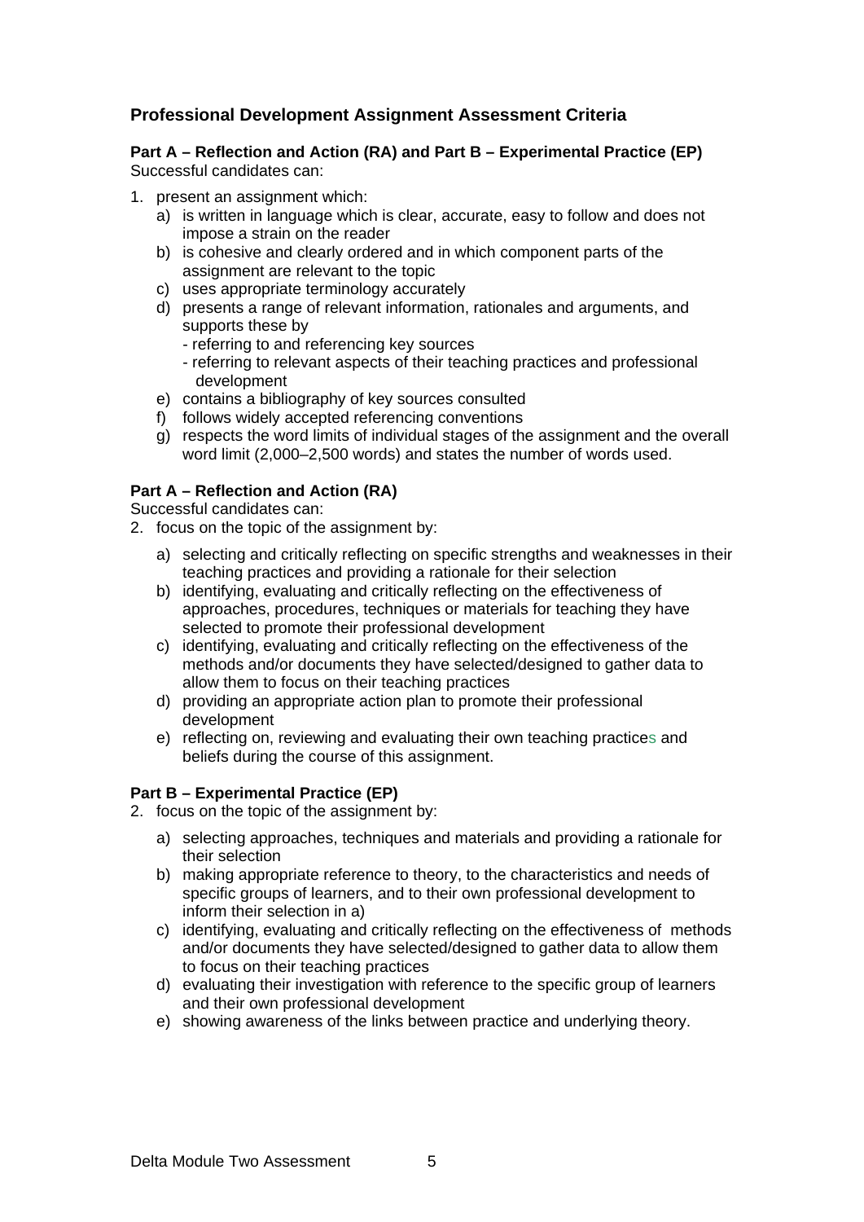## Professional Development Assignment Assessment Criteria

**Part A – Reflection and Action (RA) and Part B – Experimental Practice (EP)**
Successful candidates can:

1. present an assignment which:
   a) is written in language which is clear, accurate, easy to follow and does not impose a strain on the reader
   b) is cohesive and clearly ordered and in which component parts of the assignment are relevant to the topic
   c) uses appropriate terminology accurately
   d) presents a range of relevant information, rationales and arguments, and supports these by
      - referring to and referencing key sources
      - referring to relevant aspects of their teaching practices and professional development
   e) contains a bibliography of key sources consulted
   f) follows widely accepted referencing conventions
   g) respects the word limits of individual stages of the assignment and the overall word limit (2,000–2,500 words) and states the number of words used.

**Part A – Reflection and Action (RA)**
Successful candidates can:

2. focus on the topic of the assignment by:
   a) selecting and critically reflecting on specific strengths and weaknesses in their teaching practices and providing a rationale for their selection
   b) identifying, evaluating and critically reflecting on the effectiveness of approaches, procedures, techniques or materials for teaching they have selected to promote their professional development
   c) identifying, evaluating and critically reflecting on the effectiveness of the methods and/or documents they have selected/designed to gather data to allow them to focus on their teaching practices
   d) providing an appropriate action plan to promote their professional development
   e) reflecting on, reviewing and evaluating their own teaching practices and beliefs during the course of this assignment.

**Part B – Experimental Practice (EP)**

2. focus on the topic of the assignment by:
   a) selecting approaches, techniques and materials and providing a rationale for their selection
   b) making appropriate reference to theory, to the characteristics and needs of specific groups of learners, and to their own professional development to inform their selection in a)
   c) identifying, evaluating and critically reflecting on the effectiveness of methods and/or documents they have selected/designed to gather data to allow them to focus on their teaching practices
   d) evaluating their investigation with reference to the specific group of learners and their own professional development
   e) showing awareness of the links between practice and underlying theory.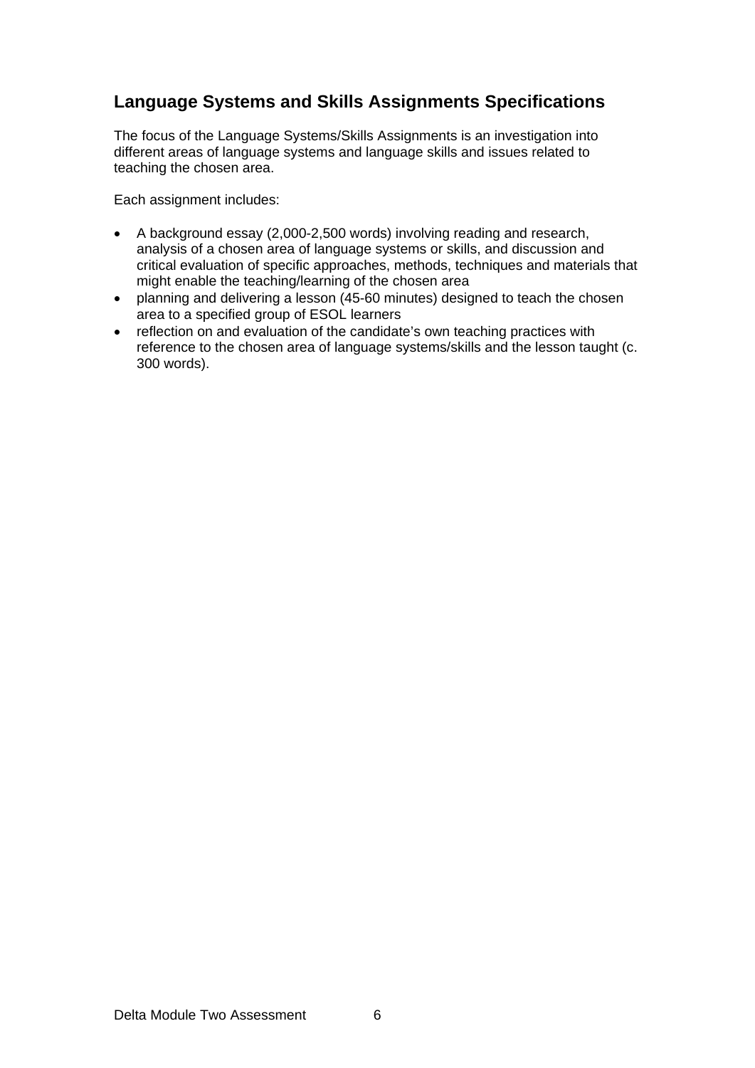## Language Systems and Skills Assignments Specifications

The focus of the Language Systems/Skills Assignments is an investigation into different areas of language systems and language skills and issues related to teaching the chosen area.

Each assignment includes:

- A background essay (2,000-2,500 words) involving reading and research, analysis of a chosen area of language systems or skills, and discussion and critical evaluation of specific approaches, methods, techniques and materials that might enable the teaching/learning of the chosen area
- planning and delivering a lesson (45-60 minutes) designed to teach the chosen area to a specified group of ESOL learners
- reflection on and evaluation of the candidate's own teaching practices with reference to the chosen area of language systems/skills and the lesson taught (c. 300 words).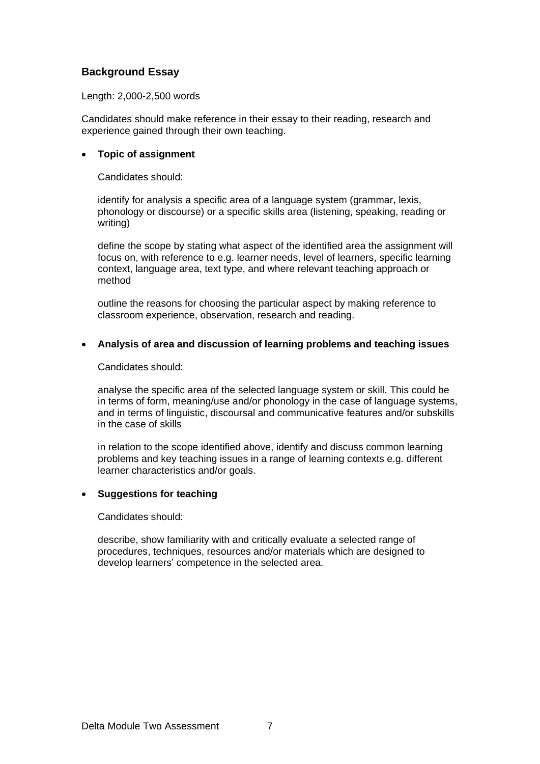## Background Essay

Length: 2,000-2,500 words

Candidates should make reference in their essay to their reading, research and experience gained through their own teaching.

- **Topic of assignment**

  Candidates should:

  identify for analysis a specific area of a language system (grammar, lexis, phonology or discourse) or a specific skills area (listening, speaking, reading or writing)

  define the scope by stating what aspect of the identified area the assignment will focus on, with reference to e.g. learner needs, level of learners, specific learning context, language area, text type, and where relevant teaching approach or method

  outline the reasons for choosing the particular aspect by making reference to classroom experience, observation, research and reading.

- **Analysis of area and discussion of learning problems and teaching issues**

  Candidates should:

  analyse the specific area of the selected language system or skill. This could be in terms of form, meaning/use and/or phonology in the case of language systems, and in terms of linguistic, discoursal and communicative features and/or subskills in the case of skills

  in relation to the scope identified above, identify and discuss common learning problems and key teaching issues in a range of learning contexts e.g. different learner characteristics and/or goals.

- **Suggestions for teaching**

  Candidates should:

  describe, show familiarity with and critically evaluate a selected range of procedures, techniques, resources and/or materials which are designed to develop learners' competence in the selected area.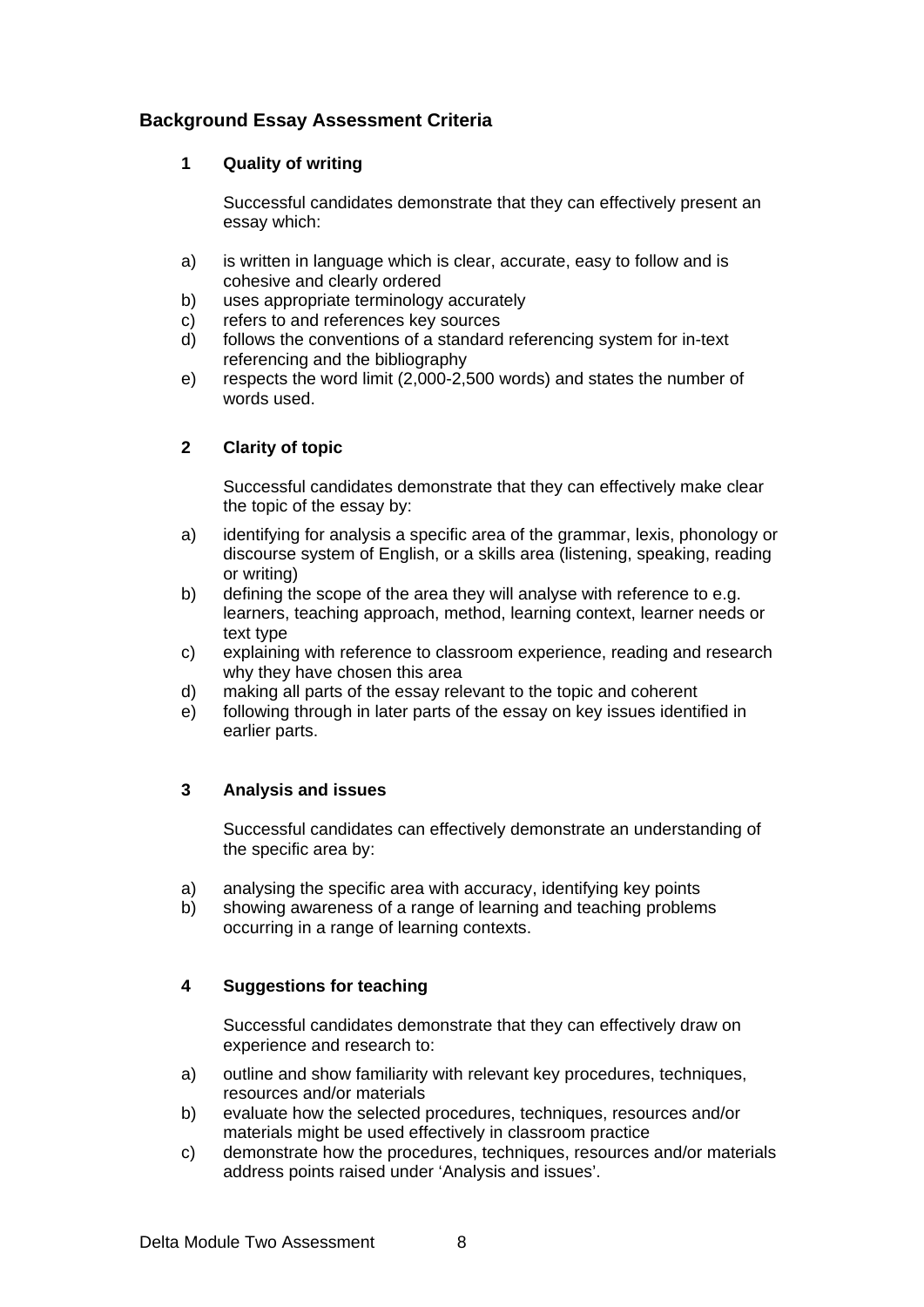## Background Essay Assessment Criteria

### 1 Quality of writing

Successful candidates demonstrate that they can effectively present an essay which:

a) is written in language which is clear, accurate, easy to follow and is cohesive and clearly ordered
b) uses appropriate terminology accurately
c) refers to and references key sources
d) follows the conventions of a standard referencing system for in-text referencing and the bibliography
e) respects the word limit (2,000-2,500 words) and states the number of words used.

### 2 Clarity of topic

Successful candidates demonstrate that they can effectively make clear the topic of the essay by:

a) identifying for analysis a specific area of the grammar, lexis, phonology or discourse system of English, or a skills area (listening, speaking, reading or writing)
b) defining the scope of the area they will analyse with reference to e.g. learners, teaching approach, method, learning context, learner needs or text type
c) explaining with reference to classroom experience, reading and research why they have chosen this area
d) making all parts of the essay relevant to the topic and coherent
e) following through in later parts of the essay on key issues identified in earlier parts.

### 3 Analysis and issues

Successful candidates can effectively demonstrate an understanding of the specific area by:

a) analysing the specific area with accuracy, identifying key points
b) showing awareness of a range of learning and teaching problems occurring in a range of learning contexts.

### 4 Suggestions for teaching

Successful candidates demonstrate that they can effectively draw on experience and research to:

a) outline and show familiarity with relevant key procedures, techniques, resources and/or materials
b) evaluate how the selected procedures, techniques, resources and/or materials might be used effectively in classroom practice
c) demonstrate how the procedures, techniques, resources and/or materials address points raised under 'Analysis and issues'.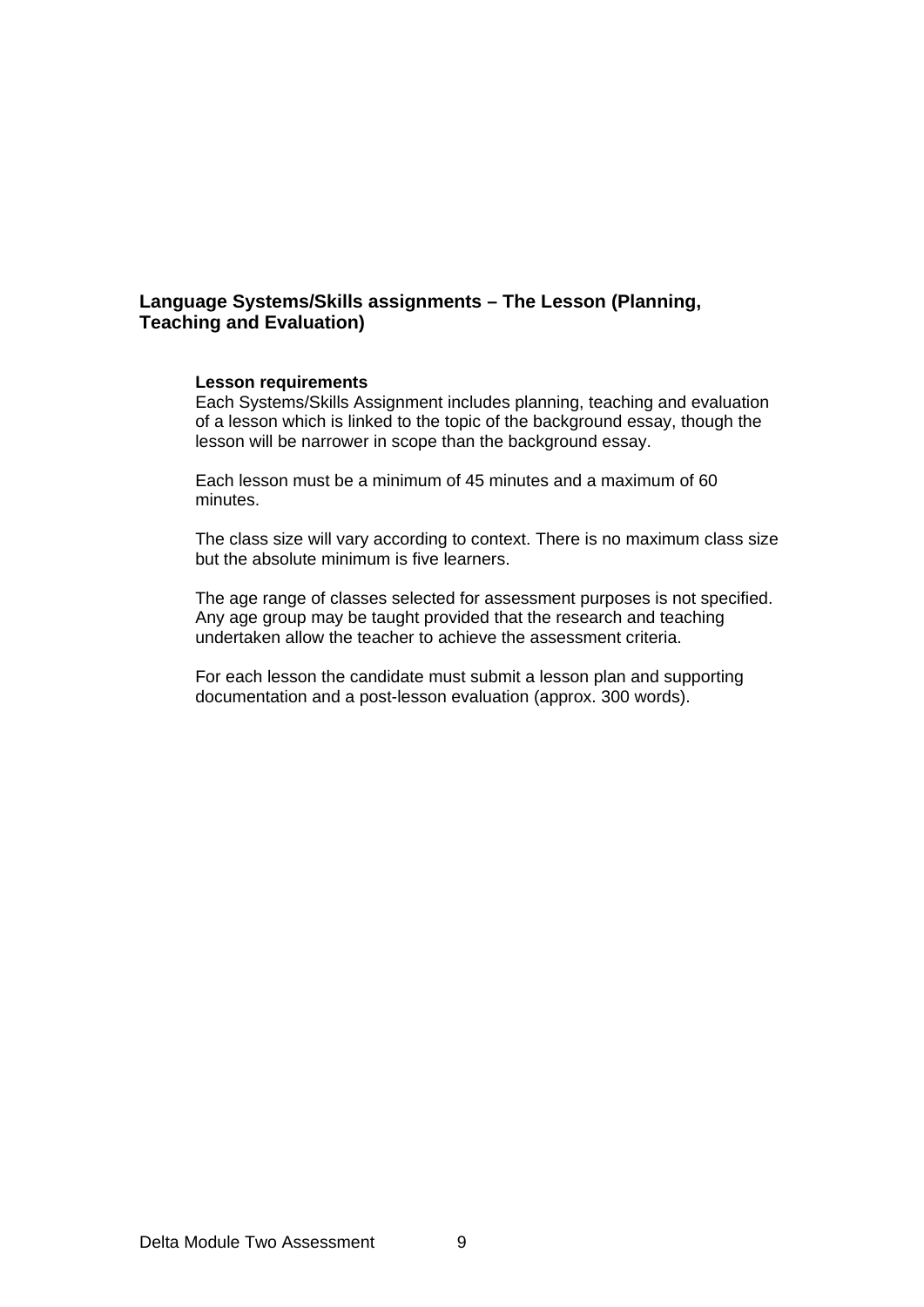## Language Systems/Skills assignments – The Lesson (Planning, Teaching and Evaluation)

### Lesson requirements

Each Systems/Skills Assignment includes planning, teaching and evaluation of a lesson which is linked to the topic of the background essay, though the lesson will be narrower in scope than the background essay.

Each lesson must be a minimum of 45 minutes and a maximum of 60 minutes.

The class size will vary according to context. There is no maximum class size but the absolute minimum is five learners.

The age range of classes selected for assessment purposes is not specified. Any age group may be taught provided that the research and teaching undertaken allow the teacher to achieve the assessment criteria.

For each lesson the candidate must submit a lesson plan and supporting documentation and a post-lesson evaluation (approx. 300 words).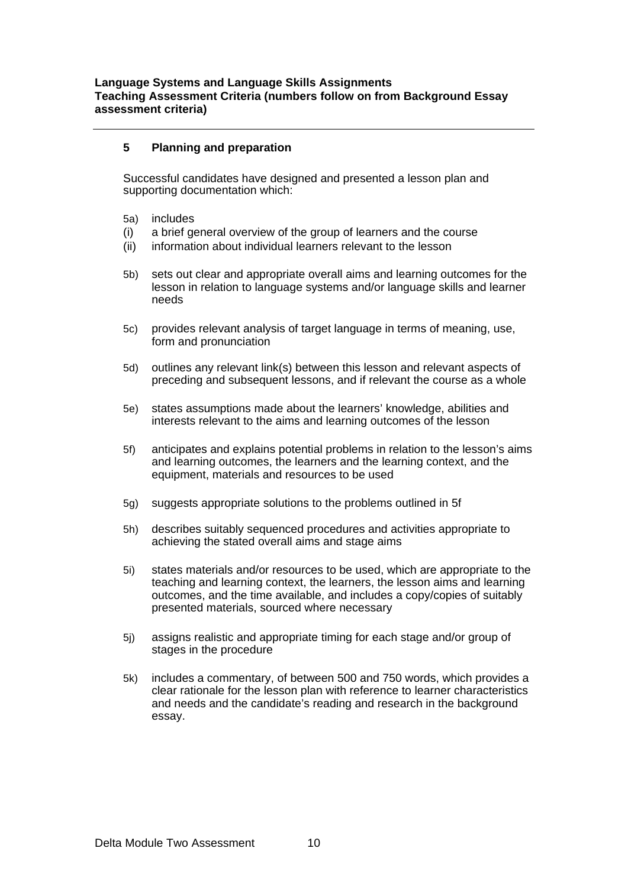**Language Systems and Language Skills Assignments**
**Teaching Assessment Criteria (numbers follow on from Background Essay assessment criteria)**

---

## 5 Planning and preparation

Successful candidates have designed and presented a lesson plan and supporting documentation which:

5a) includes
(i) a brief general overview of the group of learners and the course
(ii) information about individual learners relevant to the lesson

5b) sets out clear and appropriate overall aims and learning outcomes for the lesson in relation to language systems and/or language skills and learner needs

5c) provides relevant analysis of target language in terms of meaning, use, form and pronunciation

5d) outlines any relevant link(s) between this lesson and relevant aspects of preceding and subsequent lessons, and if relevant the course as a whole

5e) states assumptions made about the learners' knowledge, abilities and interests relevant to the aims and learning outcomes of the lesson

5f) anticipates and explains potential problems in relation to the lesson's aims and learning outcomes, the learners and the learning context, and the equipment, materials and resources to be used

5g) suggests appropriate solutions to the problems outlined in 5f

5h) describes suitably sequenced procedures and activities appropriate to achieving the stated overall aims and stage aims

5i) states materials and/or resources to be used, which are appropriate to the teaching and learning context, the learners, the lesson aims and learning outcomes, and the time available, and includes a copy/copies of suitably presented materials, sourced where necessary

5j) assigns realistic and appropriate timing for each stage and/or group of stages in the procedure

5k) includes a commentary, of between 500 and 750 words, which provides a clear rationale for the lesson plan with reference to learner characteristics and needs and the candidate's reading and research in the background essay.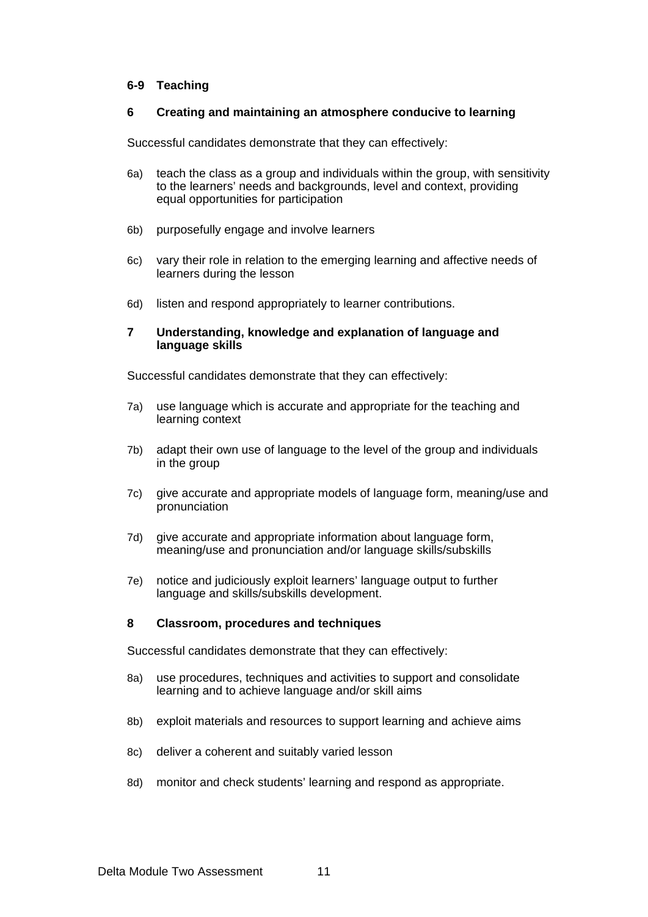## 6-9 Teaching

### 6 Creating and maintaining an atmosphere conducive to learning

Successful candidates demonstrate that they can effectively:

- 6a) teach the class as a group and individuals within the group, with sensitivity to the learners' needs and backgrounds, level and context, providing equal opportunities for participation
- 6b) purposefully engage and involve learners
- 6c) vary their role in relation to the emerging learning and affective needs of learners during the lesson
- 6d) listen and respond appropriately to learner contributions.

### 7 Understanding, knowledge and explanation of language and language skills

Successful candidates demonstrate that they can effectively:

- 7a) use language which is accurate and appropriate for the teaching and learning context
- 7b) adapt their own use of language to the level of the group and individuals in the group
- 7c) give accurate and appropriate models of language form, meaning/use and pronunciation
- 7d) give accurate and appropriate information about language form, meaning/use and pronunciation and/or language skills/subskills
- 7e) notice and judiciously exploit learners' language output to further language and skills/subskills development.

### 8 Classroom, procedures and techniques

Successful candidates demonstrate that they can effectively:

- 8a) use procedures, techniques and activities to support and consolidate learning and to achieve language and/or skill aims
- 8b) exploit materials and resources to support learning and achieve aims
- 8c) deliver a coherent and suitably varied lesson
- 8d) monitor and check students' learning and respond as appropriate.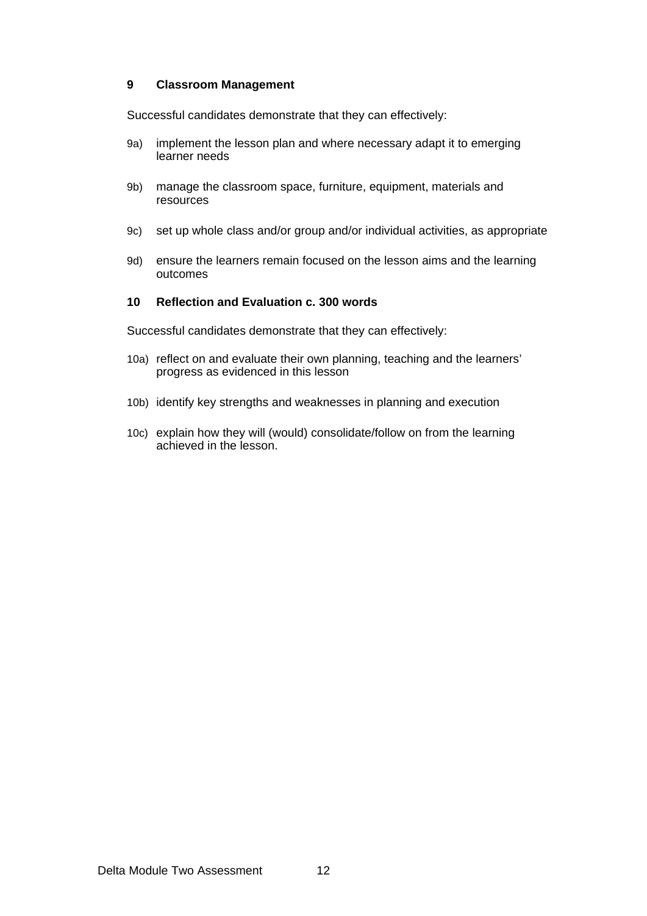### 9 Classroom Management

Successful candidates demonstrate that they can effectively:

- 9a) implement the lesson plan and where necessary adapt it to emerging learner needs
- 9b) manage the classroom space, furniture, equipment, materials and resources
- 9c) set up whole class and/or group and/or individual activities, as appropriate
- 9d) ensure the learners remain focused on the lesson aims and the learning outcomes

### 10 Reflection and Evaluation c. 300 words

Successful candidates demonstrate that they can effectively:

- 10a) reflect on and evaluate their own planning, teaching and the learners' progress as evidenced in this lesson
- 10b) identify key strengths and weaknesses in planning and execution
- 10c) explain how they will (would) consolidate/follow on from the learning achieved in the lesson.